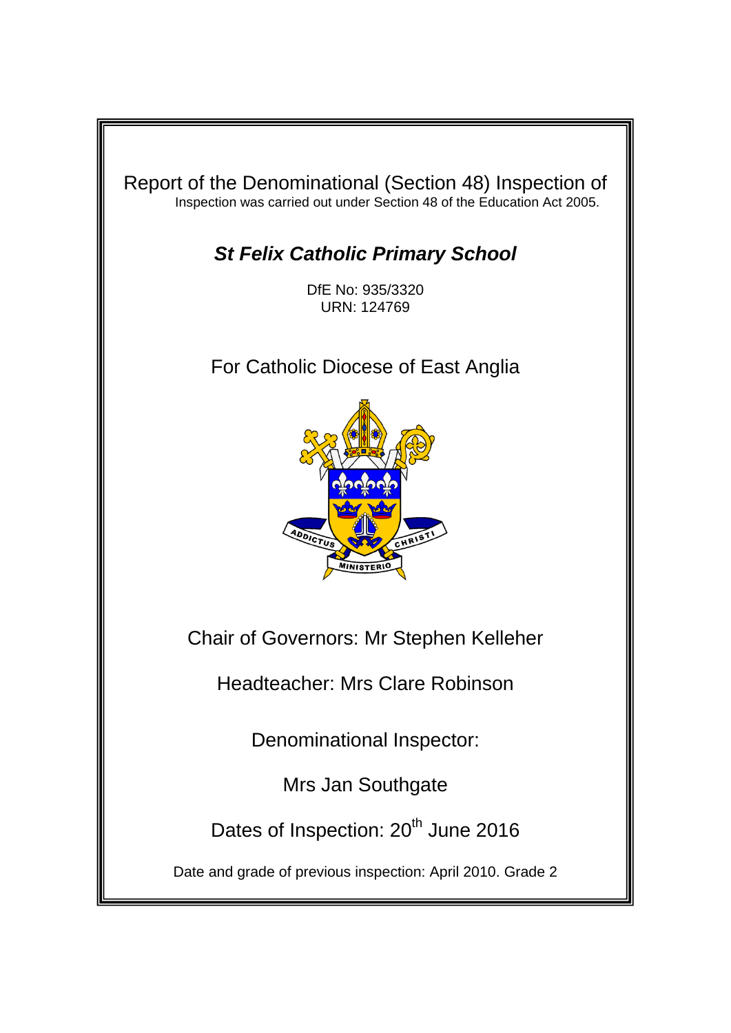# Report of the Denominational (Section 48) Inspection of

Inspection was carried out under Section 48 of the Education Act 2005.

## *St Felix Catholic Primary School*

DfE No: 935/3320
URN: 124769

For Catholic Diocese of East Anglia

Chair of Governors: Mr Stephen Kelleher

Headteacher: Mrs Clare Robinson

Denominational Inspector:

Mrs Jan Southgate

Dates of Inspection: 20th June 2016

Date and grade of previous inspection: April 2010. Grade 2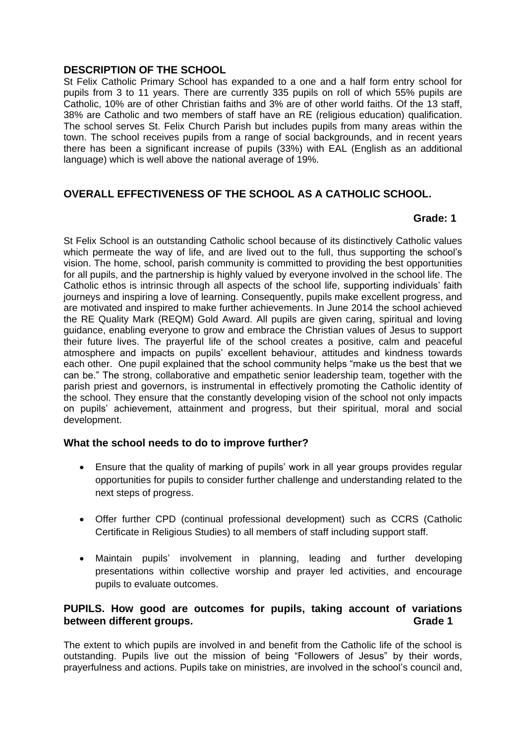## DESCRIPTION OF THE SCHOOL

St Felix Catholic Primary School has expanded to a one and a half form entry school for pupils from 3 to 11 years. There are currently 335 pupils on roll of which 55% pupils are Catholic, 10% are of other Christian faiths and 3% are of other world faiths. Of the 13 staff, 38% are Catholic and two members of staff have an RE (religious education) qualification. The school serves St. Felix Church Parish but includes pupils from many areas within the town. The school receives pupils from a range of social backgrounds, and in recent years there has been a significant increase of pupils (33%) with EAL (English as an additional language) which is well above the national average of 19%.

## OVERALL EFFECTIVENESS OF THE SCHOOL AS A CATHOLIC SCHOOL.

**Grade: 1**

St Felix School is an outstanding Catholic school because of its distinctively Catholic values which permeate the way of life, and are lived out to the full, thus supporting the school's vision. The home, school, parish community is committed to providing the best opportunities for all pupils, and the partnership is highly valued by everyone involved in the school life. The Catholic ethos is intrinsic through all aspects of the school life, supporting individuals' faith journeys and inspiring a love of learning. Consequently, pupils make excellent progress, and are motivated and inspired to make further achievements. In June 2014 the school achieved the RE Quality Mark (REQM) Gold Award. All pupils are given caring, spiritual and loving guidance, enabling everyone to grow and embrace the Christian values of Jesus to support their future lives. The prayerful life of the school creates a positive, calm and peaceful atmosphere and impacts on pupils' excellent behaviour, attitudes and kindness towards each other. One pupil explained that the school community helps "make us the best that we can be." The strong, collaborative and empathetic senior leadership team, together with the parish priest and governors, is instrumental in effectively promoting the Catholic identity of the school. They ensure that the constantly developing vision of the school not only impacts on pupils' achievement, attainment and progress, but their spiritual, moral and social development.

### What the school needs to do to improve further?

- Ensure that the quality of marking of pupils' work in all year groups provides regular opportunities for pupils to consider further challenge and understanding related to the next steps of progress.
- Offer further CPD (continual professional development) such as CCRS (Catholic Certificate in Religious Studies) to all members of staff including support staff.
- Maintain pupils' involvement in planning, leading and further developing presentations within collective worship and prayer led activities, and encourage pupils to evaluate outcomes.

## PUPILS. How good are outcomes for pupils, taking account of variations between different groups. Grade 1

The extent to which pupils are involved in and benefit from the Catholic life of the school is outstanding. Pupils live out the mission of being "Followers of Jesus" by their words, prayerfulness and actions. Pupils take on ministries, are involved in the school's council and,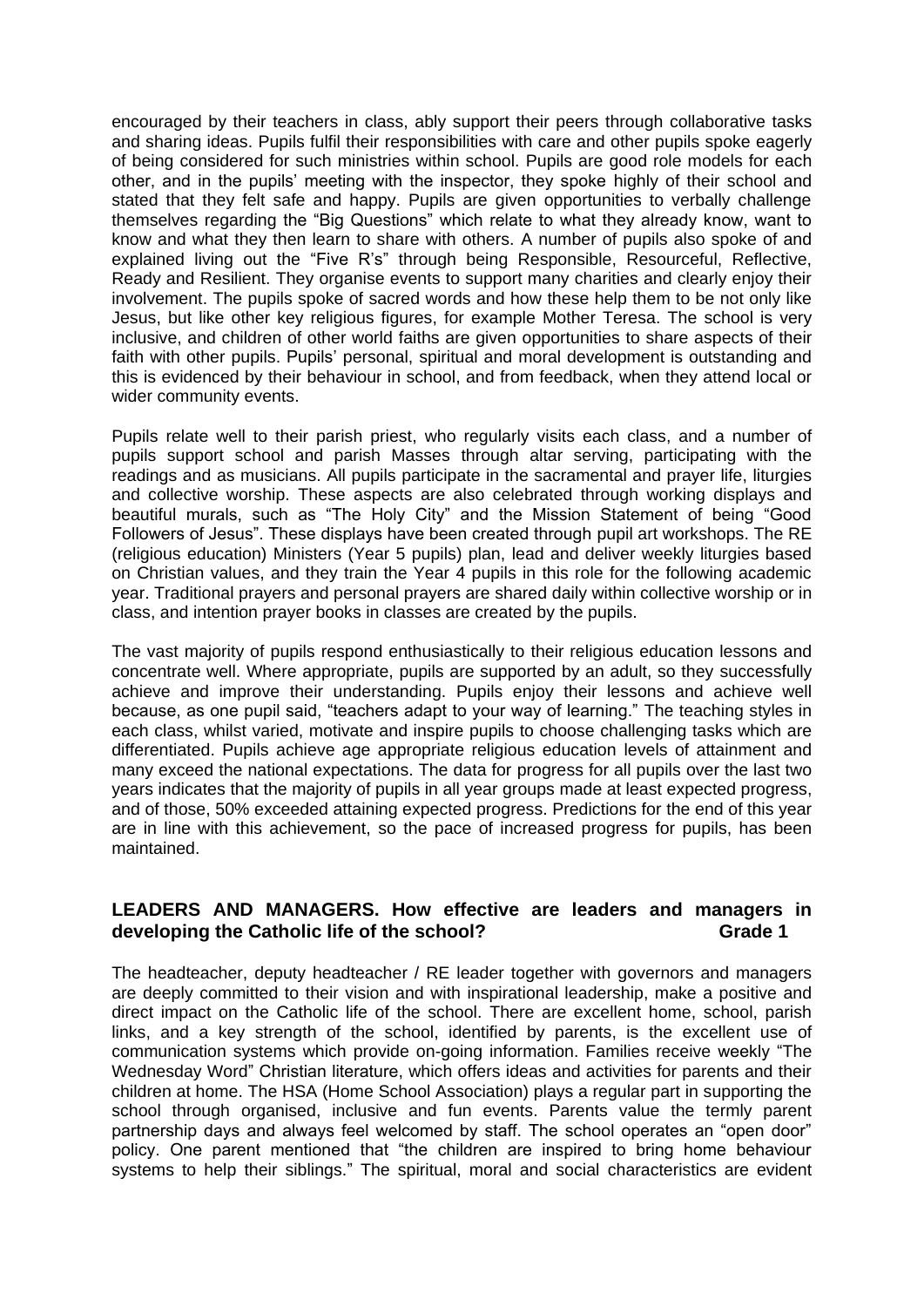encouraged by their teachers in class, ably support their peers through collaborative tasks and sharing ideas. Pupils fulfil their responsibilities with care and other pupils spoke eagerly of being considered for such ministries within school. Pupils are good role models for each other, and in the pupils' meeting with the inspector, they spoke highly of their school and stated that they felt safe and happy. Pupils are given opportunities to verbally challenge themselves regarding the "Big Questions" which relate to what they already know, want to know and what they then learn to share with others. A number of pupils also spoke of and explained living out the "Five R's" through being Responsible, Resourceful, Reflective, Ready and Resilient. They organise events to support many charities and clearly enjoy their involvement. The pupils spoke of sacred words and how these help them to be not only like Jesus, but like other key religious figures, for example Mother Teresa. The school is very inclusive, and children of other world faiths are given opportunities to share aspects of their faith with other pupils. Pupils' personal, spiritual and moral development is outstanding and this is evidenced by their behaviour in school, and from feedback, when they attend local or wider community events.

Pupils relate well to their parish priest, who regularly visits each class, and a number of pupils support school and parish Masses through altar serving, participating with the readings and as musicians. All pupils participate in the sacramental and prayer life, liturgies and collective worship. These aspects are also celebrated through working displays and beautiful murals, such as "The Holy City" and the Mission Statement of being "Good Followers of Jesus". These displays have been created through pupil art workshops. The RE (religious education) Ministers (Year 5 pupils) plan, lead and deliver weekly liturgies based on Christian values, and they train the Year 4 pupils in this role for the following academic year. Traditional prayers and personal prayers are shared daily within collective worship or in class, and intention prayer books in classes are created by the pupils.

The vast majority of pupils respond enthusiastically to their religious education lessons and concentrate well. Where appropriate, pupils are supported by an adult, so they successfully achieve and improve their understanding. Pupils enjoy their lessons and achieve well because, as one pupil said, "teachers adapt to your way of learning." The teaching styles in each class, whilst varied, motivate and inspire pupils to choose challenging tasks which are differentiated. Pupils achieve age appropriate religious education levels of attainment and many exceed the national expectations. The data for progress for all pupils over the last two years indicates that the majority of pupils in all year groups made at least expected progress, and of those, 50% exceeded attaining expected progress. Predictions for the end of this year are in line with this achievement, so the pace of increased progress for pupils, has been maintained.

## LEADERS AND MANAGERS. How effective are leaders and managers in developing the Catholic life of the school? Grade 1

The headteacher, deputy headteacher / RE leader together with governors and managers are deeply committed to their vision and with inspirational leadership, make a positive and direct impact on the Catholic life of the school. There are excellent home, school, parish links, and a key strength of the school, identified by parents, is the excellent use of communication systems which provide on-going information. Families receive weekly "The Wednesday Word" Christian literature, which offers ideas and activities for parents and their children at home. The HSA (Home School Association) plays a regular part in supporting the school through organised, inclusive and fun events. Parents value the termly parent partnership days and always feel welcomed by staff. The school operates an "open door" policy. One parent mentioned that "the children are inspired to bring home behaviour systems to help their siblings." The spiritual, moral and social characteristics are evident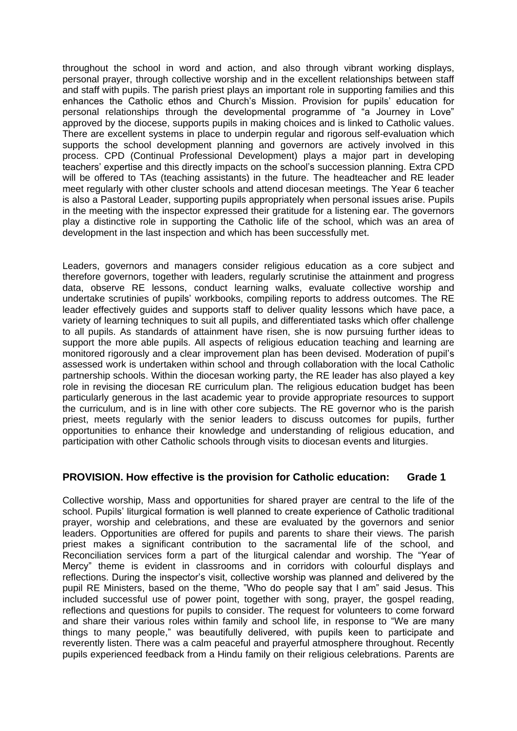throughout the school in word and action, and also through vibrant working displays, personal prayer, through collective worship and in the excellent relationships between staff and staff with pupils. The parish priest plays an important role in supporting families and this enhances the Catholic ethos and Church's Mission. Provision for pupils' education for personal relationships through the developmental programme of "a Journey in Love" approved by the diocese, supports pupils in making choices and is linked to Catholic values. There are excellent systems in place to underpin regular and rigorous self-evaluation which supports the school development planning and governors are actively involved in this process. CPD (Continual Professional Development) plays a major part in developing teachers' expertise and this directly impacts on the school's succession planning. Extra CPD will be offered to TAs (teaching assistants) in the future. The headteacher and RE leader meet regularly with other cluster schools and attend diocesan meetings. The Year 6 teacher is also a Pastoral Leader, supporting pupils appropriately when personal issues arise. Pupils in the meeting with the inspector expressed their gratitude for a listening ear. The governors play a distinctive role in supporting the Catholic life of the school, which was an area of development in the last inspection and which has been successfully met.

Leaders, governors and managers consider religious education as a core subject and therefore governors, together with leaders, regularly scrutinise the attainment and progress data, observe RE lessons, conduct learning walks, evaluate collective worship and undertake scrutinies of pupils' workbooks, compiling reports to address outcomes. The RE leader effectively guides and supports staff to deliver quality lessons which have pace, a variety of learning techniques to suit all pupils, and differentiated tasks which offer challenge to all pupils. As standards of attainment have risen, she is now pursuing further ideas to support the more able pupils. All aspects of religious education teaching and learning are monitored rigorously and a clear improvement plan has been devised. Moderation of pupil's assessed work is undertaken within school and through collaboration with the local Catholic partnership schools. Within the diocesan working party, the RE leader has also played a key role in revising the diocesan RE curriculum plan. The religious education budget has been particularly generous in the last academic year to provide appropriate resources to support the curriculum, and is in line with other core subjects. The RE governor who is the parish priest, meets regularly with the senior leaders to discuss outcomes for pupils, further opportunities to enhance their knowledge and understanding of religious education, and participation with other Catholic schools through visits to diocesan events and liturgies.

## PROVISION. How effective is the provision for Catholic education: Grade 1

Collective worship, Mass and opportunities for shared prayer are central to the life of the school. Pupils' liturgical formation is well planned to create experience of Catholic traditional prayer, worship and celebrations, and these are evaluated by the governors and senior leaders. Opportunities are offered for pupils and parents to share their views. The parish priest makes a significant contribution to the sacramental life of the school, and Reconciliation services form a part of the liturgical calendar and worship. The "Year of Mercy" theme is evident in classrooms and in corridors with colourful displays and reflections. During the inspector's visit, collective worship was planned and delivered by the pupil RE Ministers, based on the theme, "Who do people say that I am" said Jesus. This included successful use of power point, together with song, prayer, the gospel reading, reflections and questions for pupils to consider. The request for volunteers to come forward and share their various roles within family and school life, in response to "We are many things to many people," was beautifully delivered, with pupils keen to participate and reverently listen. There was a calm peaceful and prayerful atmosphere throughout. Recently pupils experienced feedback from a Hindu family on their religious celebrations. Parents are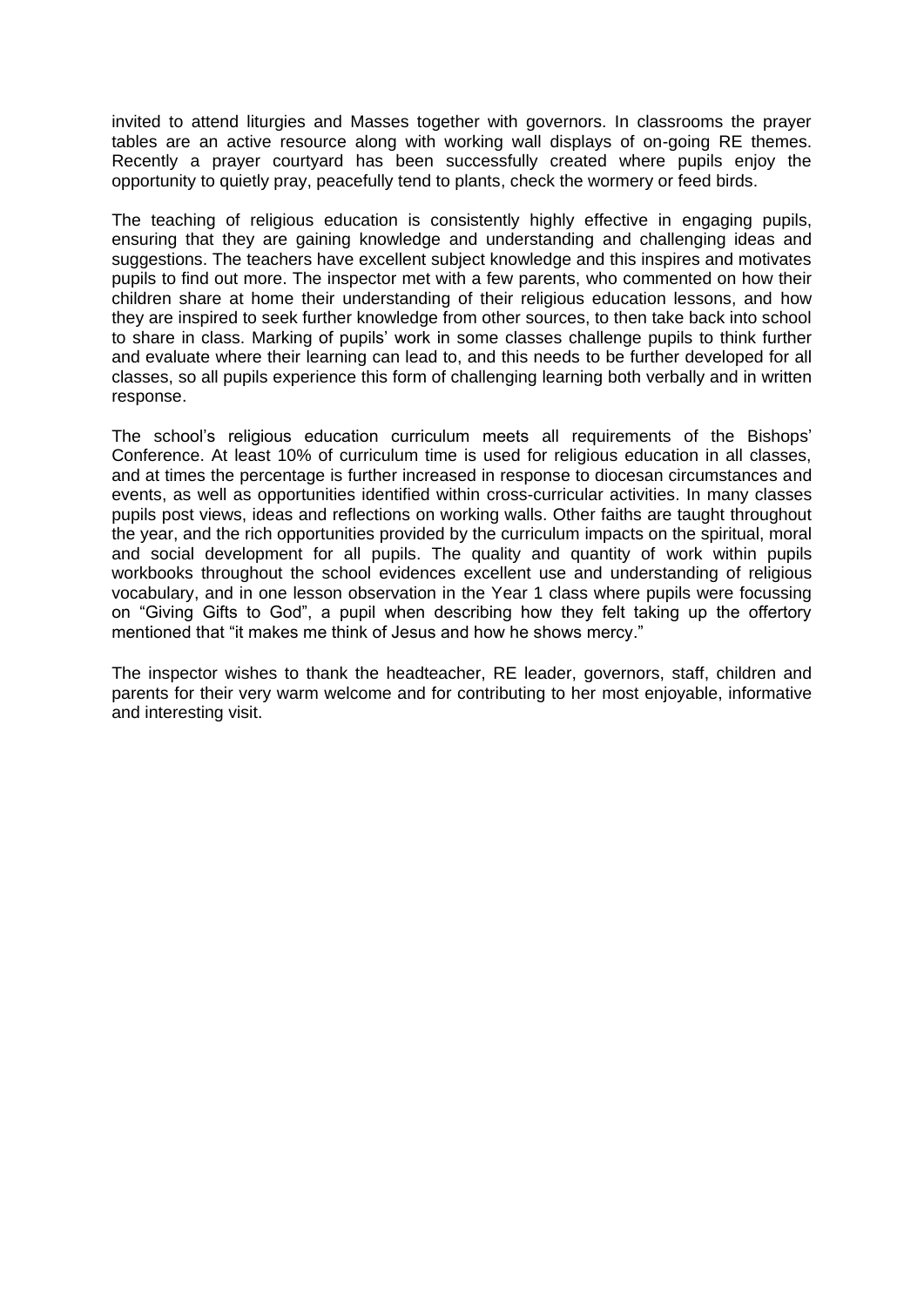invited to attend liturgies and Masses together with governors. In classrooms the prayer tables are an active resource along with working wall displays of on-going RE themes. Recently a prayer courtyard has been successfully created where pupils enjoy the opportunity to quietly pray, peacefully tend to plants, check the wormery or feed birds.

The teaching of religious education is consistently highly effective in engaging pupils, ensuring that they are gaining knowledge and understanding and challenging ideas and suggestions. The teachers have excellent subject knowledge and this inspires and motivates pupils to find out more. The inspector met with a few parents, who commented on how their children share at home their understanding of their religious education lessons, and how they are inspired to seek further knowledge from other sources, to then take back into school to share in class. Marking of pupils' work in some classes challenge pupils to think further and evaluate where their learning can lead to, and this needs to be further developed for all classes, so all pupils experience this form of challenging learning both verbally and in written response.

The school's religious education curriculum meets all requirements of the Bishops' Conference. At least 10% of curriculum time is used for religious education in all classes, and at times the percentage is further increased in response to diocesan circumstances and events, as well as opportunities identified within cross-curricular activities. In many classes pupils post views, ideas and reflections on working walls. Other faiths are taught throughout the year, and the rich opportunities provided by the curriculum impacts on the spiritual, moral and social development for all pupils. The quality and quantity of work within pupils workbooks throughout the school evidences excellent use and understanding of religious vocabulary, and in one lesson observation in the Year 1 class where pupils were focussing on "Giving Gifts to God", a pupil when describing how they felt taking up the offertory mentioned that "it makes me think of Jesus and how he shows mercy."

The inspector wishes to thank the headteacher, RE leader, governors, staff, children and parents for their very warm welcome and for contributing to her most enjoyable, informative and interesting visit.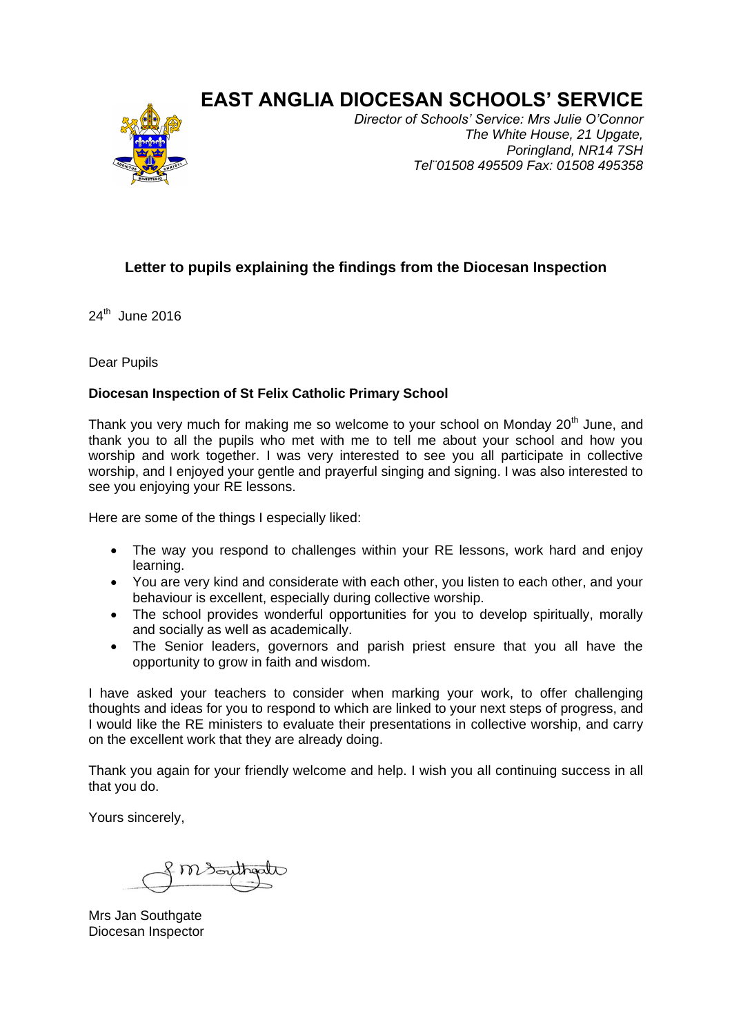# EAST ANGLIA DIOCESAN SCHOOLS' SERVICE

*Director of Schools' Service: Mrs Julie O'Connor*
*The White House, 21 Upgate,*
*Poringland, NR14 7SH*
*Tel¨01508 495509 Fax: 01508 495358*

## Letter to pupils explaining the findings from the Diocesan Inspection

24th June 2016

Dear Pupils

**Diocesan Inspection of St Felix Catholic Primary School**

Thank you very much for making me so welcome to your school on Monday 20th June, and thank you to all the pupils who met with me to tell me about your school and how you worship and work together. I was very interested to see you all participate in collective worship, and I enjoyed your gentle and prayerful singing and signing. I was also interested to see you enjoying your RE lessons.

Here are some of the things I especially liked:

- The way you respond to challenges within your RE lessons, work hard and enjoy learning.
- You are very kind and considerate with each other, you listen to each other, and your behaviour is excellent, especially during collective worship.
- The school provides wonderful opportunities for you to develop spiritually, morally and socially as well as academically.
- The Senior leaders, governors and parish priest ensure that you all have the opportunity to grow in faith and wisdom.

I have asked your teachers to consider when marking your work, to offer challenging thoughts and ideas for you to respond to which are linked to your next steps of progress, and I would like the RE ministers to evaluate their presentations in collective worship, and carry on the excellent work that they are already doing.

Thank you again for your friendly welcome and help. I wish you all continuing success in all that you do.

Yours sincerely,

Mrs Jan Southgate
Diocesan Inspector